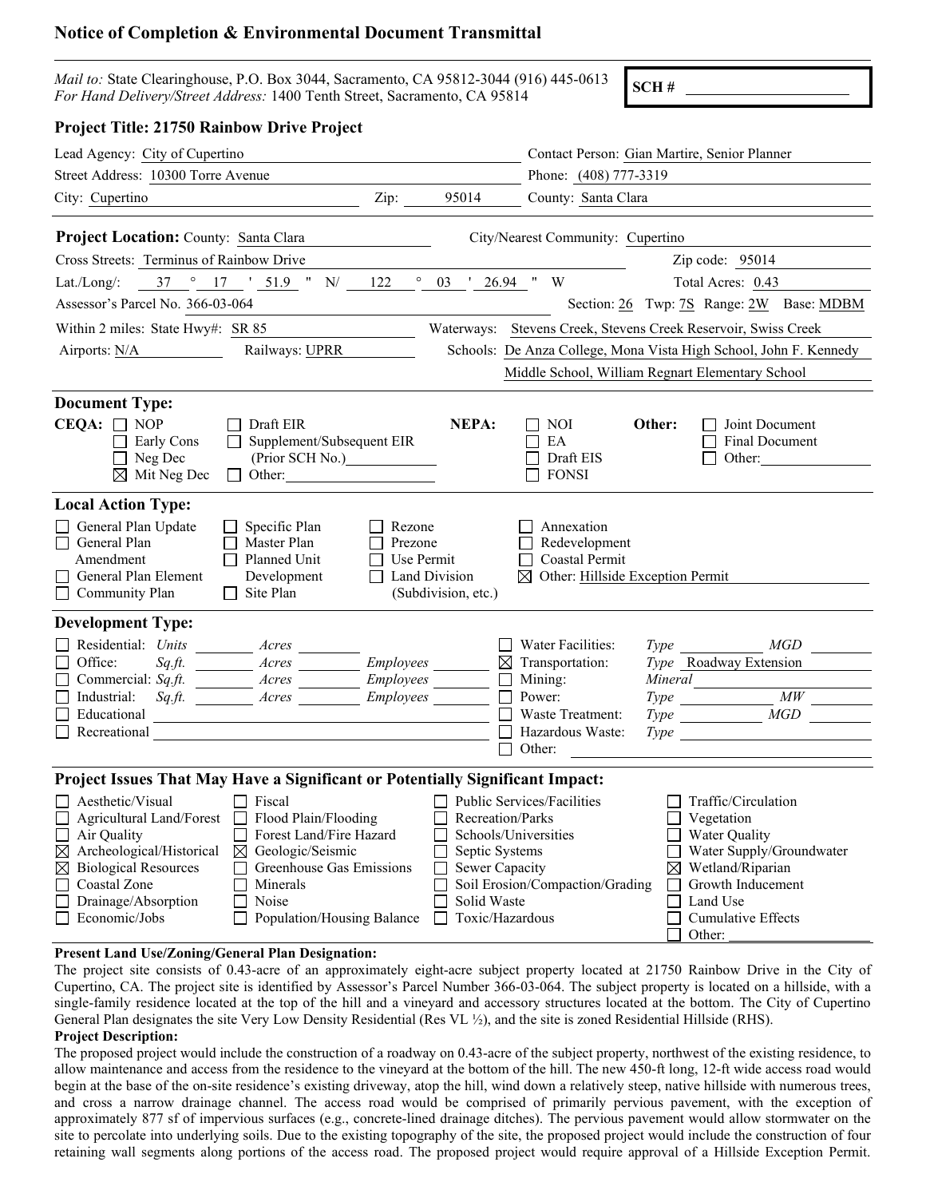# Notice of Completion & Environmental Document Transmittal

*Mail to:* State Clearinghouse, P.O. Box 3044, Sacramento, CA 95812-3044 (916) 445-0613
*For Hand Delivery/Street Address:* 1400 Tenth Street, Sacramento, CA 95814

**SCH #** ____________________

## Project Title: 21750 Rainbow Drive Project

| | |
|---|---|
| Lead Agency: City of Cupertino | Contact Person: Gian Martire, Senior Planner |
| Street Address: 10300 Torre Avenue | Phone: (408) 777-3319 |
| City: Cupertino Zip: 95014 | County: Santa Clara |

**Project Location:** County: Santa Clara City/Nearest Community: Cupertino

Cross Streets: Terminus of Rainbow Drive Zip code: 95014

Lat./Long/: 37 ° 17 ' 51.9 " N/ 122 ° 03 ' 26.94 " W Total Acres: 0.43

Assessor's Parcel No. 366-03-064 Section: 26 Twp: 7S Range: 2W Base: MDBM

Within 2 miles: State Hwy#: SR 85 Waterways: Stevens Creek, Stevens Creek Reservoir, Swiss Creek

Airports: N/A Railways: UPRR Schools: De Anza College, Mona Vista High School, John F. Kennedy Middle School, William Regnart Elementary School

## Document Type:

**CEQA:** ☐ NOP ☐ Early Cons ☐ Neg Dec ☒ Mit Neg Dec ☐ Draft EIR ☐ Supplement/Subsequent EIR (Prior SCH No.)________ ☐ Other:________

**NEPA:** ☐ NOI ☐ EA ☐ Draft EIS ☐ FONSI

**Other:** ☐ Joint Document ☐ Final Document ☐ Other:________

## Local Action Type:

☐ General Plan Update ☐ General Plan Amendment ☐ General Plan Element ☐ Community Plan ☐ Specific Plan ☐ Master Plan ☐ Planned Unit Development ☐ Site Plan ☐ Rezone ☐ Prezone ☐ Use Permit ☐ Land Division (Subdivision, etc.) ☐ Annexation ☐ Redevelopment ☐ Coastal Permit ☒ Other: Hillside Exception Permit

## Development Type:

☐ Residential: *Units* ____ *Acres* ____
☐ Office: *Sq.ft.* ____ *Acres* ____ *Employees* ____
☐ Commercial: *Sq.ft.* ____ *Acres* ____ *Employees* ____
☐ Industrial: *Sq.ft.* ____ *Acres* ____ *Employees* ____
☐ Educational ____
☐ Recreational ____
☐ Water Facilities: *Type* ____ *MGD* ____
☒ Transportation: *Type* Roadway Extension
☐ Mining: *Mineral* ____
☐ Power: *Type* ____ *MW* ____
☐ Waste Treatment: *Type* ____ *MGD* ____
☐ Hazardous Waste: *Type* ____
☐ Other: ____

## Project Issues That May Have a Significant or Potentially Significant Impact:

☐ Aesthetic/Visual ☐ Agricultural Land/Forest ☐ Air Quality ☒ Archeological/Historical ☒ Biological Resources ☐ Coastal Zone ☐ Drainage/Absorption ☐ Economic/Jobs ☐ Fiscal ☐ Flood Plain/Flooding ☐ Forest Land/Fire Hazard ☒ Geologic/Seismic ☐ Greenhouse Gas Emissions ☐ Minerals ☐ Noise ☐ Population/Housing Balance ☐ Public Services/Facilities ☐ Recreation/Parks ☐ Schools/Universities ☐ Septic Systems ☐ Sewer Capacity ☐ Soil Erosion/Compaction/Grading ☐ Solid Waste ☐ Toxic/Hazardous ☐ Traffic/Circulation ☐ Vegetation ☐ Water Quality ☐ Water Supply/Groundwater ☒ Wetland/Riparian ☐ Growth Inducement ☐ Land Use ☐ Cumulative Effects ☐ Other: ____

**Present Land Use/Zoning/General Plan Designation:**

The project site consists of 0.43-acre of an approximately eight-acre subject property located at 21750 Rainbow Drive in the City of Cupertino, CA. The project site is identified by Assessor's Parcel Number 366-03-064. The subject property is located on a hillside, with a single-family residence located at the top of the hill and a vineyard and accessory structures located at the bottom. The City of Cupertino General Plan designates the site Very Low Density Residential (Res VL ½), and the site is zoned Residential Hillside (RHS).

**Project Description:**

The proposed project would include the construction of a roadway on 0.43-acre of the subject property, northwest of the existing residence, to allow maintenance and access from the residence to the vineyard at the bottom of the hill. The new 450-ft long, 12-ft wide access road would begin at the base of the on-site residence's existing driveway, atop the hill, wind down a relatively steep, native hillside with numerous trees, and cross a narrow drainage channel. The access road would be comprised of primarily pervious pavement, with the exception of approximately 877 sf of impervious surfaces (e.g., concrete-lined drainage ditches). The pervious pavement would allow stormwater on the site to percolate into underlying soils. Due to the existing topography of the site, the proposed project would include the construction of four retaining wall segments along portions of the access road. The proposed project would require approval of a Hillside Exception Permit.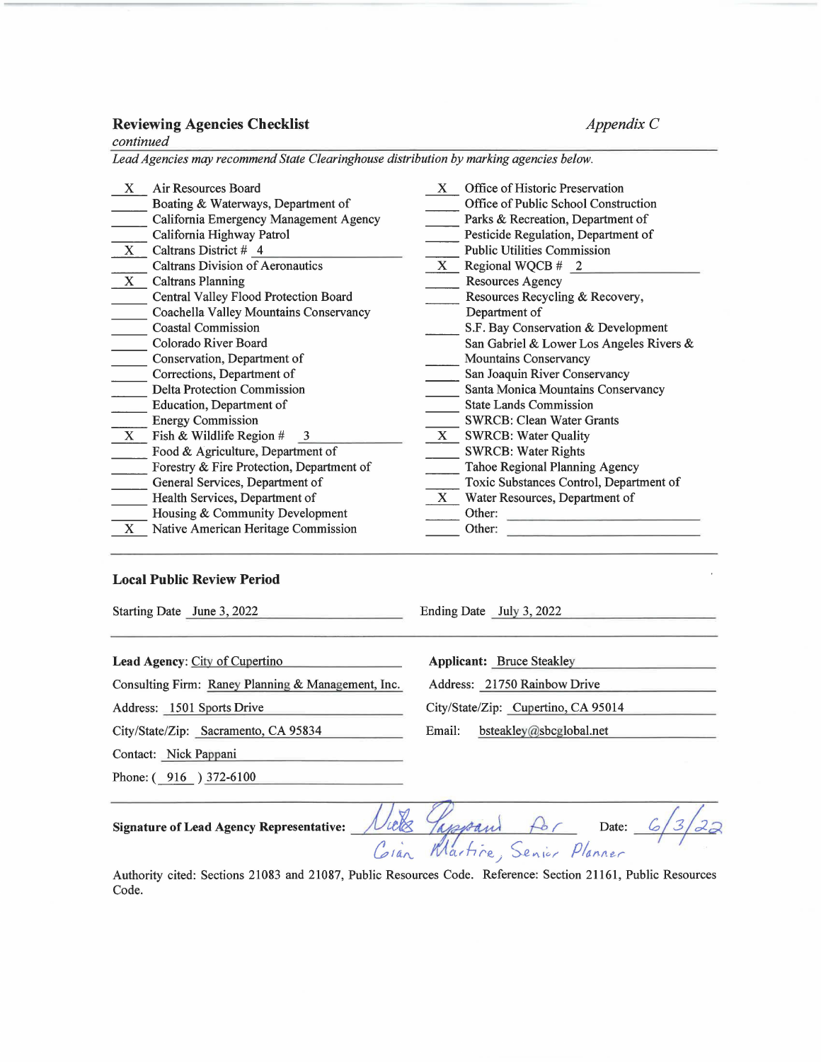**Reviewing Agencies Checklist** *Appendix C*

*continued*

*Lead Agencies may recommend State Clearinghouse distribution by marking agencies below.*

| | | | |
|---|---|---|---|
| X | Air Resources Board | X | Office of Historic Preservation |
| | Boating & Waterways, Department of | | Office of Public School Construction |
| | California Emergency Management Agency | | Parks & Recreation, Department of |
| | California Highway Patrol | | Pesticide Regulation, Department of |
| X | Caltrans District # 4 | | Public Utilities Commission |
| | Caltrans Division of Aeronautics | X | Regional WQCB # 2 |
| X | Caltrans Planning | | Resources Agency |
| | Central Valley Flood Protection Board | | Resources Recycling & Recovery, Department of |
| | Coachella Valley Mountains Conservancy | | S.F. Bay Conservation & Development |
| | Coastal Commission | | San Gabriel & Lower Los Angeles Rivers & Mountains Conservancy |
| | Colorado River Board | | San Joaquin River Conservancy |
| | Conservation, Department of | | Santa Monica Mountains Conservancy |
| | Corrections, Department of | | State Lands Commission |
| | Delta Protection Commission | | SWRCB: Clean Water Grants |
| | Education, Department of | X | SWRCB: Water Quality |
| | Energy Commission | | SWRCB: Water Rights |
| X | Fish & Wildlife Region # 3 | | Tahoe Regional Planning Agency |
| | Food & Agriculture, Department of | | Toxic Substances Control, Department of |
| | Forestry & Fire Protection, Department of | X | Water Resources, Department of |
| | General Services, Department of | | Other: |
| | Health Services, Department of | | Other: |
| | Housing & Community Development | | |
| X | Native American Heritage Commission | | |

**Local Public Review Period**

Starting Date June 3, 2022 Ending Date July 3, 2022

**Lead Agency**: City of Cupertino

Consulting Firm: Raney Planning & Management, Inc.

Address: 1501 Sports Drive

City/State/Zip: Sacramento, CA 95834

Contact: Nick Pappani

Phone: ( 916 ) 372-6100

**Applicant:** Bruce Steakley

Address: 21750 Rainbow Drive

City/State/Zip: Cupertino, CA 95014

Email: bsteakley@sbcglobal.net

**Signature of Lead Agency Representative:** Nick Pappani for Gian Martire, Senior Planner Date: 6/3/22

Authority cited: Sections 21083 and 21087, Public Resources Code. Reference: Section 21161, Public Resources Code.